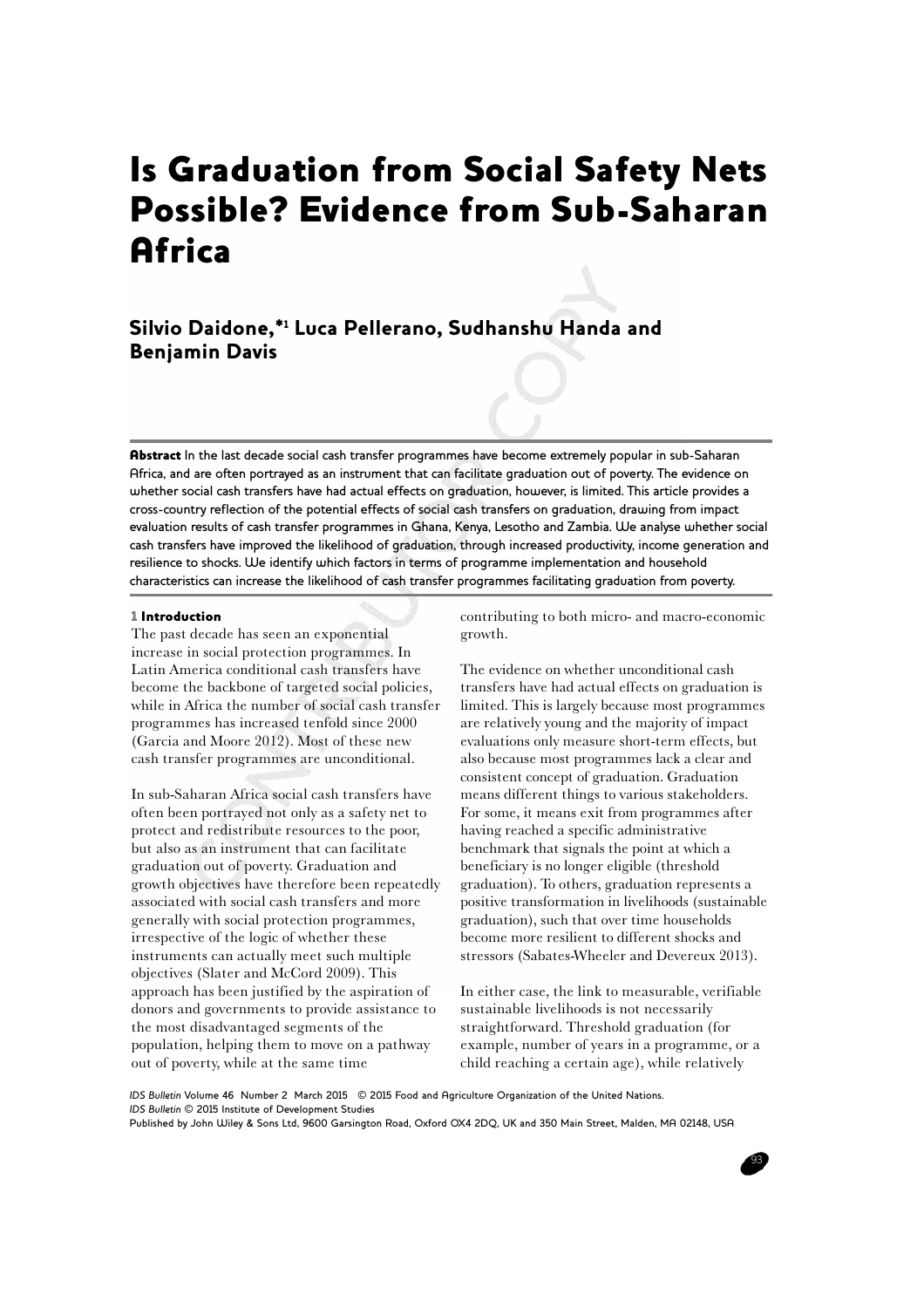# Is Graduation from Social Safety Nets Possible? Evidence from Sub-Saharan Africa

## Silvio Daidone,*[1] Luca Pellerano, Sudhanshu Handa and Benjamin Davis

**Abstract** In the last decade social cash transfer programmes have become extremely popular in sub-Saharan Africa, and are often portrayed as an instrument that can facilitate graduation out of poverty. The evidence on whether social cash transfers have had actual effects on graduation, however, is limited. This article provides a cross-country reflection of the potential effects of social cash transfers on graduation, drawing from impact evaluation results of cash transfer programmes in Ghana, Kenya, Lesotho and Zambia. We analyse whether social cash transfers have improved the likelihood of graduation, through increased productivity, income generation and resilience to shocks. We identify which factors in terms of programme implementation and household characteristics can increase the likelihood of cash transfer programmes facilitating graduation from poverty.

### 1 Introduction

The past decade has seen an exponential increase in social protection programmes. In Latin America conditional cash transfers have become the backbone of targeted social policies, while in Africa the number of social cash transfer programmes has increased tenfold since 2000 (Garcia and Moore 2012). Most of these new cash transfer programmes are unconditional.

In sub-Saharan Africa social cash transfers have often been portrayed not only as a safety net to protect and redistribute resources to the poor, but also as an instrument that can facilitate graduation out of poverty. Graduation and growth objectives have therefore been repeatedly associated with social cash transfers and more generally with social protection programmes, irrespective of the logic of whether these instruments can actually meet such multiple objectives (Slater and McCord 2009). This approach has been justified by the aspiration of donors and governments to provide assistance to the most disadvantaged segments of the population, helping them to move on a pathway out of poverty, while at the same time contributing to both micro- and macro-economic growth.

The evidence on whether unconditional cash transfers have had actual effects on graduation is limited. This is largely because most programmes are relatively young and the majority of impact evaluations only measure short-term effects, but also because most programmes lack a clear and consistent concept of graduation. Graduation means different things to various stakeholders. For some, it means exit from programmes after having reached a specific administrative benchmark that signals the point at which a beneficiary is no longer eligible (threshold graduation). To others, graduation represents a positive transformation in livelihoods (sustainable graduation), such that over time households become more resilient to different shocks and stressors (Sabates-Wheeler and Devereux 2013).

In either case, the link to measurable, verifiable sustainable livelihoods is not necessarily straightforward. Threshold graduation (for example, number of years in a programme, or a child reaching a certain age), while relatively

*IDS Bulletin* Volume 46 Number 2 March 2015 © 2015 Food and Agriculture Organization of the United Nations.
*IDS Bulletin* © 2015 Institute of Development Studies
Published by John Wiley & Sons Ltd, 9600 Garsington Road, Oxford OX4 2DQ, UK and 350 Main Street, Malden, MA 02148, USA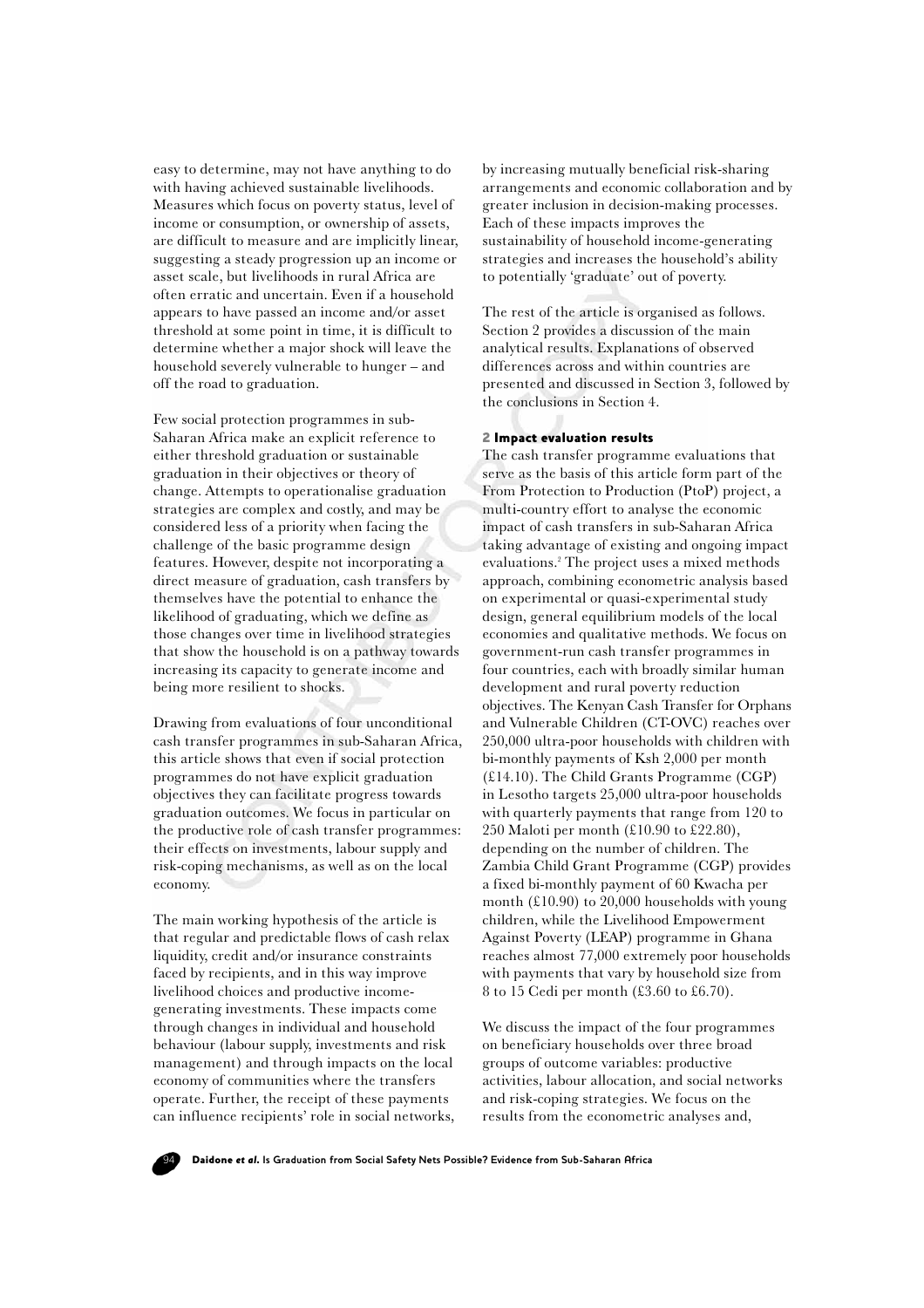easy to determine, may not have anything to do with having achieved sustainable livelihoods. Measures which focus on poverty status, level of income or consumption, or ownership of assets, are difficult to measure and are implicitly linear, suggesting a steady progression up an income or asset scale, but livelihoods in rural Africa are often erratic and uncertain. Even if a household appears to have passed an income and/or asset threshold at some point in time, it is difficult to determine whether a major shock will leave the household severely vulnerable to hunger – and off the road to graduation.

Few social protection programmes in sub-Saharan Africa make an explicit reference to either threshold graduation or sustainable graduation in their objectives or theory of change. Attempts to operationalise graduation strategies are complex and costly, and may be considered less of a priority when facing the challenge of the basic programme design features. However, despite not incorporating a direct measure of graduation, cash transfers by themselves have the potential to enhance the likelihood of graduating, which we define as those changes over time in livelihood strategies that show the household is on a pathway towards increasing its capacity to generate income and being more resilient to shocks.

Drawing from evaluations of four unconditional cash transfer programmes in sub-Saharan Africa, this article shows that even if social protection programmes do not have explicit graduation objectives they can facilitate progress towards graduation outcomes. We focus in particular on the productive role of cash transfer programmes: their effects on investments, labour supply and risk-coping mechanisms, as well as on the local economy.

The main working hypothesis of the article is that regular and predictable flows of cash relax liquidity, credit and/or insurance constraints faced by recipients, and in this way improve livelihood choices and productive income-generating investments. These impacts come through changes in individual and household behaviour (labour supply, investments and risk management) and through impacts on the local economy of communities where the transfers operate. Further, the receipt of these payments can influence recipients' role in social networks, by increasing mutually beneficial risk-sharing arrangements and economic collaboration and by greater inclusion in decision-making processes. Each of these impacts improves the sustainability of household income-generating strategies and increases the household's ability to potentially 'graduate' out of poverty.

The rest of the article is organised as follows. Section 2 provides a discussion of the main analytical results. Explanations of observed differences across and within countries are presented and discussed in Section 3, followed by the conclusions in Section 4.

## 2 Impact evaluation results

The cash transfer programme evaluations that serve as the basis of this article form part of the From Protection to Production (PtoP) project, a multi-country effort to analyse the economic impact of cash transfers in sub-Saharan Africa taking advantage of existing and ongoing impact evaluations.[2] The project uses a mixed methods approach, combining econometric analysis based on experimental or quasi-experimental study design, general equilibrium models of the local economies and qualitative methods. We focus on government-run cash transfer programmes in four countries, each with broadly similar human development and rural poverty reduction objectives. The Kenyan Cash Transfer for Orphans and Vulnerable Children (CT-OVC) reaches over 250,000 ultra-poor households with children with bi-monthly payments of Ksh 2,000 per month (£14.10). The Child Grants Programme (CGP) in Lesotho targets 25,000 ultra-poor households with quarterly payments that range from 120 to 250 Maloti per month (£10.90 to £22.80), depending on the number of children. The Zambia Child Grant Programme (CGP) provides a fixed bi-monthly payment of 60 Kwacha per month (£10.90) to 20,000 households with young children, while the Livelihood Empowerment Against Poverty (LEAP) programme in Ghana reaches almost 77,000 extremely poor households with payments that vary by household size from 8 to 15 Cedi per month (£3.60 to £6.70).

We discuss the impact of the four programmes on beneficiary households over three broad groups of outcome variables: productive activities, labour allocation, and social networks and risk-coping strategies. We focus on the results from the econometric analyses and,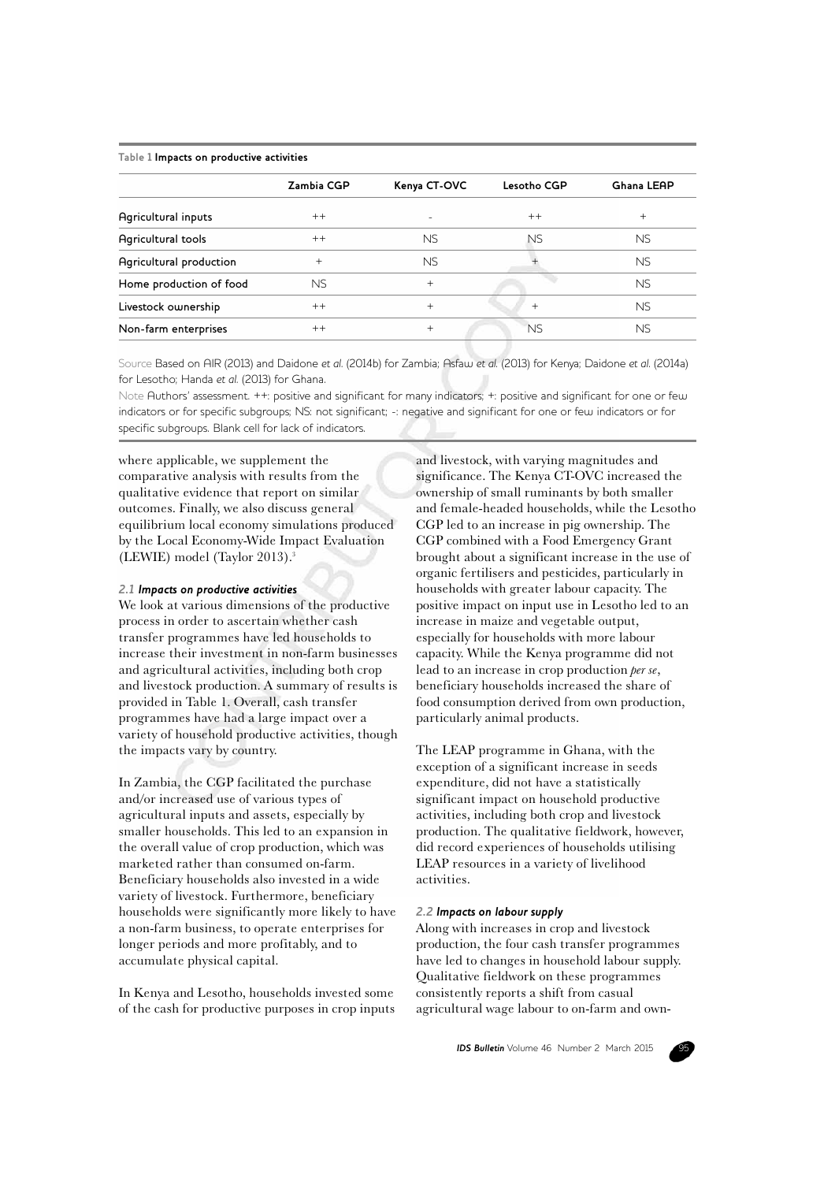Table 1 **Impacts on productive activities**

| | Zambia CGP | Kenya CT-OVC | Lesotho CGP | Ghana LEAP |
|---|---|---|---|---|
| Agricultural inputs | ++ | - | ++ | + |
| Agricultural tools | ++ | NS | NS | NS |
| Agricultural production | + | NS | + | NS |
| Home production of food | NS | + | | NS |
| Livestock ownership | ++ | + | + | NS |
| Non-farm enterprises | ++ | + | NS | NS |

Source Based on AIR (2013) and Daidone *et al.* (2014b) for Zambia; Asfaw *et al.* (2013) for Kenya; Daidone *et al.* (2014a) for Lesotho; Handa *et al.* (2013) for Ghana.

Note Authors' assessment. ++: positive and significant for many indicators; +: positive and significant for one or few indicators or for specific subgroups; NS: not significant; -: negative and significant for one or few indicators or for specific subgroups. Blank cell for lack of indicators.

where applicable, we supplement the comparative analysis with results from the qualitative evidence that report on similar outcomes. Finally, we also discuss general equilibrium local economy simulations produced by the Local Economy-Wide Impact Evaluation (LEWIE) model (Taylor 2013).[3]

### *2.1 Impacts on productive activities*

We look at various dimensions of the productive process in order to ascertain whether cash transfer programmes have led households to increase their investment in non-farm businesses and agricultural activities, including both crop and livestock production. A summary of results is provided in Table 1. Overall, cash transfer programmes have had a large impact over a variety of household productive activities, though the impacts vary by country.

In Zambia, the CGP facilitated the purchase and/or increased use of various types of agricultural inputs and assets, especially by smaller households. This led to an expansion in the overall value of crop production, which was marketed rather than consumed on-farm. Beneficiary households also invested in a wide variety of livestock. Furthermore, beneficiary households were significantly more likely to have a non-farm business, to operate enterprises for longer periods and more profitably, and to accumulate physical capital.

In Kenya and Lesotho, households invested some of the cash for productive purposes in crop inputs and livestock, with varying magnitudes and significance. The Kenya CT-OVC increased the ownership of small ruminants by both smaller and female-headed households, while the Lesotho CGP led to an increase in pig ownership. The CGP combined with a Food Emergency Grant brought about a significant increase in the use of organic fertilisers and pesticides, particularly in households with greater labour capacity. The positive impact on input use in Lesotho led to an increase in maize and vegetable output, especially for households with more labour capacity. While the Kenya programme did not lead to an increase in crop production *per se*, beneficiary households increased the share of food consumption derived from own production, particularly animal products.

The LEAP programme in Ghana, with the exception of a significant increase in seeds expenditure, did not have a statistically significant impact on household productive activities, including both crop and livestock production. The qualitative fieldwork, however, did record experiences of households utilising LEAP resources in a variety of livelihood activities.

### *2.2 Impacts on labour supply*

Along with increases in crop and livestock production, the four cash transfer programmes have led to changes in household labour supply. Qualitative fieldwork on these programmes consistently reports a shift from casual agricultural wage labour to on-farm and own-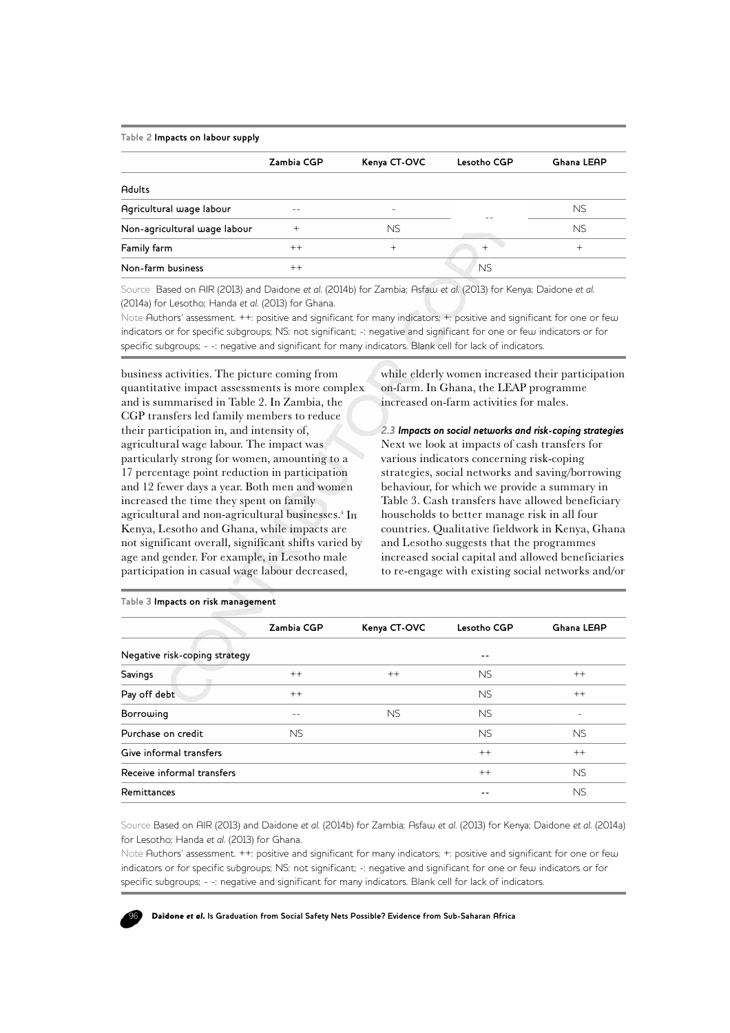**Table 2 Impacts on labour supply**

| | Zambia CGP | Kenya CT-OVC | Lesotho CGP | Ghana LEAP |
|---|---|---|---|---|
| **Adults** | | | | |
| Agricultural wage labour | -- | - | -- | NS |
| Non-agricultural wage labour | + | NS | | NS |
| Family farm | ++ | + | + | + |
| Non-farm business | ++ | | NS | |

Source Based on AIR (2013) and Daidone *et al.* (2014b) for Zambia; Asfaw *et al.* (2013) for Kenya; Daidone *et al.* (2014a) for Lesotho; Handa *et al.* (2013) for Ghana.

Note Authors' assessment. ++: positive and significant for many indicators; +: positive and significant for one or few indicators or for specific subgroups; NS: not significant; -: negative and significant for one or few indicators or for specific subgroups; - -: negative and significant for many indicators. Blank cell for lack of indicators.

business activities. The picture coming from quantitative impact assessments is more complex and is summarised in Table 2. In Zambia, the CGP transfers led family members to reduce their participation in, and intensity of, agricultural wage labour. The impact was particularly strong for women, amounting to a 17 percentage point reduction in participation and 12 fewer days a year. Both men and women increased the time they spent on family agricultural and non-agricultural businesses.[4] In Kenya, Lesotho and Ghana, while impacts are not significant overall, significant shifts varied by age and gender. For example, in Lesotho male participation in casual wage labour decreased, while elderly women increased their participation on-farm. In Ghana, the LEAP programme increased on-farm activities for males.

### 2.3 *Impacts on social networks and risk-coping strategies*

Next we look at impacts of cash transfers for various indicators concerning risk-coping strategies, social networks and saving/borrowing behaviour, for which we provide a summary in Table 3. Cash transfers have allowed beneficiary households to better manage risk in all four countries. Qualitative fieldwork in Kenya, Ghana and Lesotho suggests that the programmes increased social capital and allowed beneficiaries to re-engage with existing social networks and/or

**Table 3 Impacts on risk management**

| | Zambia CGP | Kenya CT-OVC | Lesotho CGP | Ghana LEAP |
|---|---|---|---|---|
| Negative risk-coping strategy | | | -- | |
| Savings | ++ | ++ | NS | ++ |
| Pay off debt | ++ | | NS | ++ |
| Borrowing | -- | NS | NS | - |
| Purchase on credit | NS | | NS | NS |
| Give informal transfers | | | ++ | ++ |
| Receive informal transfers | | | ++ | NS |
| Remittances | | | -- | NS |

Source Based on AIR (2013) and Daidone *et al.* (2014b) for Zambia; Asfaw *et al.* (2013) for Kenya; Daidone *et al.* (2014a) for Lesotho; Handa *et al.* (2013) for Ghana.

Note Authors' assessment. ++: positive and significant for many indicators; +: positive and significant for one or few indicators or for specific subgroups; NS: not significant; -: negative and significant for one or few indicators or for specific subgroups; - -: negative and significant for many indicators. Blank cell for lack of indicators.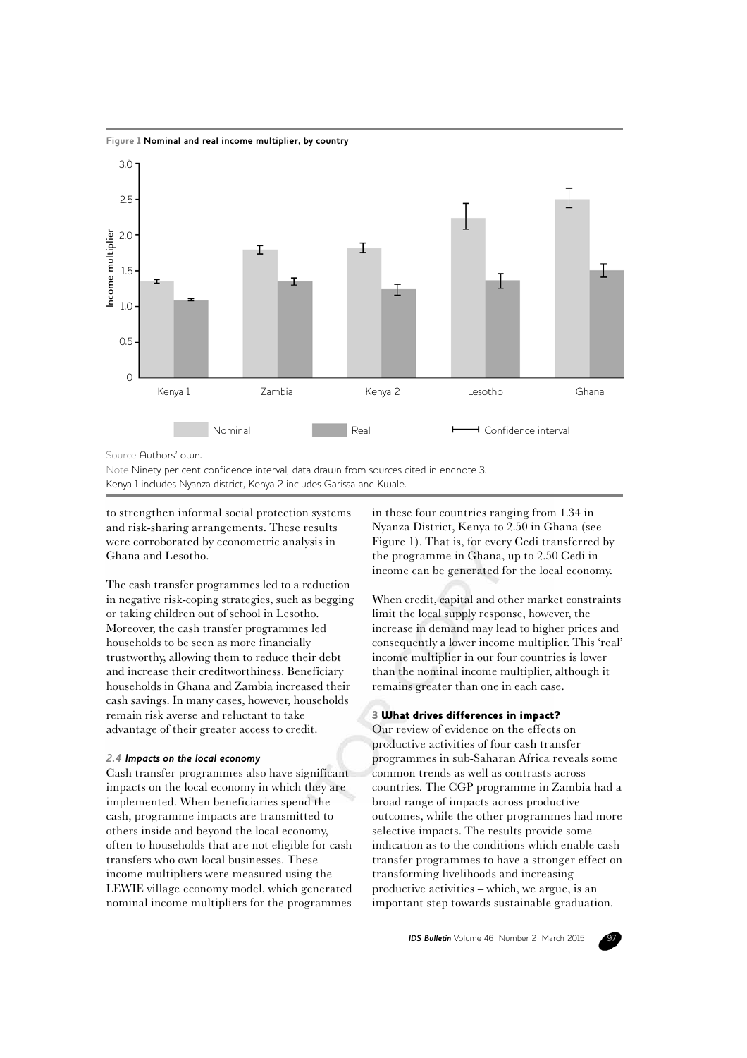**Figure 1 Nominal and real income multiplier, by country**

Income multiplier

3.0
2.5
2.0
1.5
1.0
0.5
0

Kenya 1
Zambia
Kenya 2
Lesotho
Ghana

Nominal
Real
Confidence interval

Source Authors' own.
Note Ninety per cent confidence interval; data drawn from sources cited in endnote 3.
Kenya 1 includes Nyanza district, Kenya 2 includes Garissa and Kwale.

to strengthen informal social protection systems and risk-sharing arrangements. These results were corroborated by econometric analysis in Ghana and Lesotho.

The cash transfer programmes led to a reduction in negative risk-coping strategies, such as begging or taking children out of school in Lesotho. Moreover, the cash transfer programmes led households to be seen as more financially trustworthy, allowing them to reduce their debt and increase their creditworthiness. Beneficiary households in Ghana and Zambia increased their cash savings. In many cases, however, households remain risk averse and reluctant to take advantage of their greater access to credit.

### *2.4 Impacts on the local economy*

Cash transfer programmes also have significant impacts on the local economy in which they are implemented. When beneficiaries spend the cash, programme impacts are transmitted to others inside and beyond the local economy, often to households that are not eligible for cash transfers who own local businesses. These income multipliers were measured using the LEWIE village economy model, which generated nominal income multipliers for the programmes in these four countries ranging from 1.34 in Nyanza District, Kenya to 2.50 in Ghana (see Figure 1). That is, for every Cedi transferred by the programme in Ghana, up to 2.50 Cedi in income can be generated for the local economy.

When credit, capital and other market constraints limit the local supply response, however, the increase in demand may lead to higher prices and consequently a lower income multiplier. This 'real' income multiplier in our four countries is lower than the nominal income multiplier, although it remains greater than one in each case.

## 3 What drives differences in impact?

Our review of evidence on the effects on productive activities of four cash transfer programmes in sub-Saharan Africa reveals some common trends as well as contrasts across countries. The CGP programme in Zambia had a broad range of impacts across productive outcomes, while the other programmes had more selective impacts. The results provide some indication as to the conditions which enable cash transfer programmes to have a stronger effect on transforming livelihoods and increasing productive activities – which, we argue, is an important step towards sustainable graduation.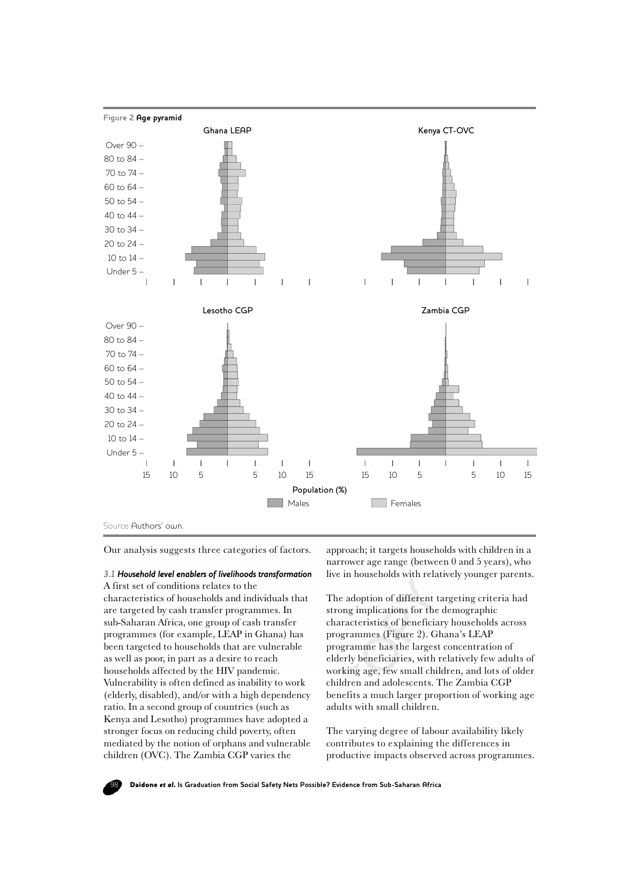Figure 2 **Age pyramid**

Source Authors' own.

Our analysis suggests three categories of factors.

*3.1 Household level enablers of livelihoods transformation*

A first set of conditions relates to the characteristics of households and individuals that are targeted by cash transfer programmes. In sub-Saharan Africa, one group of cash transfer programmes (for example, LEAP in Ghana) has been targeted to households that are vulnerable as well as poor, in part as a desire to reach households affected by the HIV pandemic. Vulnerability is often defined as inability to work (elderly, disabled), and/or with a high dependency ratio. In a second group of countries (such as Kenya and Lesotho) programmes have adopted a stronger focus on reducing child poverty, often mediated by the notion of orphans and vulnerable children (OVC). The Zambia CGP varies the approach; it targets households with children in a narrower age range (between 0 and 5 years), who live in households with relatively younger parents.

The adoption of different targeting criteria had strong implications for the demographic characteristics of beneficiary households across programmes (Figure 2). Ghana's LEAP programme has the largest concentration of elderly beneficiaries, with relatively few adults of working age, few small children, and lots of older children and adolescents. The Zambia CGP benefits a much larger proportion of working age adults with small children.

The varying degree of labour availability likely contributes to explaining the differences in productive impacts observed across programmes.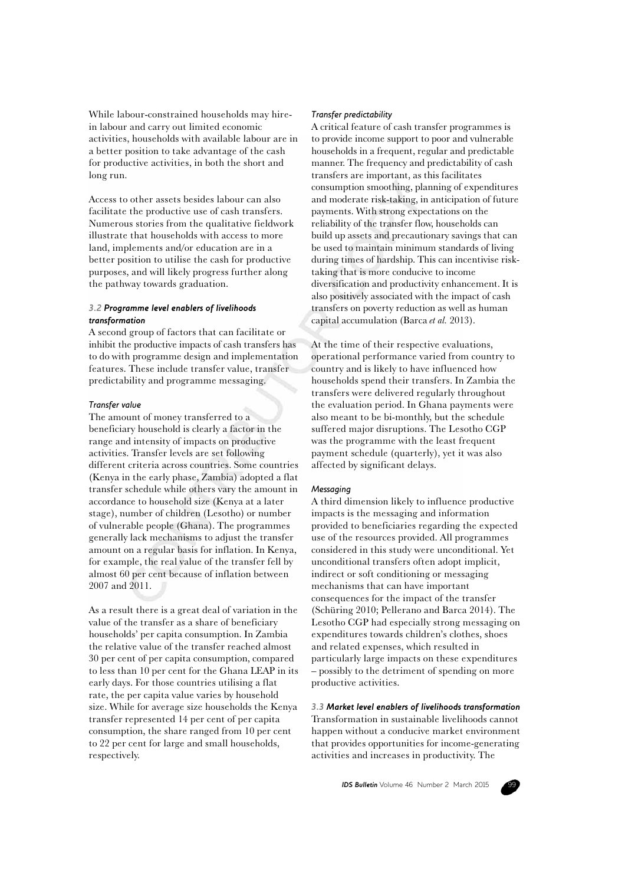While labour-constrained households may hire-in labour and carry out limited economic activities, households with available labour are in a better position to take advantage of the cash for productive activities, in both the short and long run.

Access to other assets besides labour can also facilitate the productive use of cash transfers. Numerous stories from the qualitative fieldwork illustrate that households with access to more land, implements and/or education are in a better position to utilise the cash for productive purposes, and will likely progress further along the pathway towards graduation.

### 3.2 *Programme level enablers of livelihoods transformation*

A second group of factors that can facilitate or inhibit the productive impacts of cash transfers has to do with programme design and implementation features. These include transfer value, transfer predictability and programme messaging.

#### *Transfer value*

The amount of money transferred to a beneficiary household is clearly a factor in the range and intensity of impacts on productive activities. Transfer levels are set following different criteria across countries. Some countries (Kenya in the early phase, Zambia) adopted a flat transfer schedule while others vary the amount in accordance to household size (Kenya at a later stage), number of children (Lesotho) or number of vulnerable people (Ghana). The programmes generally lack mechanisms to adjust the transfer amount on a regular basis for inflation. In Kenya, for example, the real value of the transfer fell by almost 60 per cent because of inflation between 2007 and 2011.

As a result there is a great deal of variation in the value of the transfer as a share of beneficiary households' per capita consumption. In Zambia the relative value of the transfer reached almost 30 per cent of per capita consumption, compared to less than 10 per cent for the Ghana LEAP in its early days. For those countries utilising a flat rate, the per capita value varies by household size. While for average size households the Kenya transfer represented 14 per cent of per capita consumption, the share ranged from 10 per cent to 22 per cent for large and small households, respectively.

#### *Transfer predictability*

A critical feature of cash transfer programmes is to provide income support to poor and vulnerable households in a frequent, regular and predictable manner. The frequency and predictability of cash transfers are important, as this facilitates consumption smoothing, planning of expenditures and moderate risk-taking, in anticipation of future payments. With strong expectations on the reliability of the transfer flow, households can build up assets and precautionary savings that can be used to maintain minimum standards of living during times of hardship. This can incentivise risk-taking that is more conducive to income diversification and productivity enhancement. It is also positively associated with the impact of cash transfers on poverty reduction as well as human capital accumulation (Barca *et al.* 2013).

At the time of their respective evaluations, operational performance varied from country to country and is likely to have influenced how households spend their transfers. In Zambia the transfers were delivered regularly throughout the evaluation period. In Ghana payments were also meant to be bi-monthly, but the schedule suffered major disruptions. The Lesotho CGP was the programme with the least frequent payment schedule (quarterly), yet it was also affected by significant delays.

#### *Messaging*

A third dimension likely to influence productive impacts is the messaging and information provided to beneficiaries regarding the expected use of the resources provided. All programmes considered in this study were unconditional. Yet unconditional transfers often adopt implicit, indirect or soft conditioning or messaging mechanisms that can have important consequences for the impact of the transfer (Schüring 2010; Pellerano and Barca 2014). The Lesotho CGP had especially strong messaging on expenditures towards children's clothes, shoes and related expenses, which resulted in particularly large impacts on these expenditures – possibly to the detriment of spending on more productive activities.

### 3.3 *Market level enablers of livelihoods transformation*

Transformation in sustainable livelihoods cannot happen without a conducive market environment that provides opportunities for income-generating activities and increases in productivity. The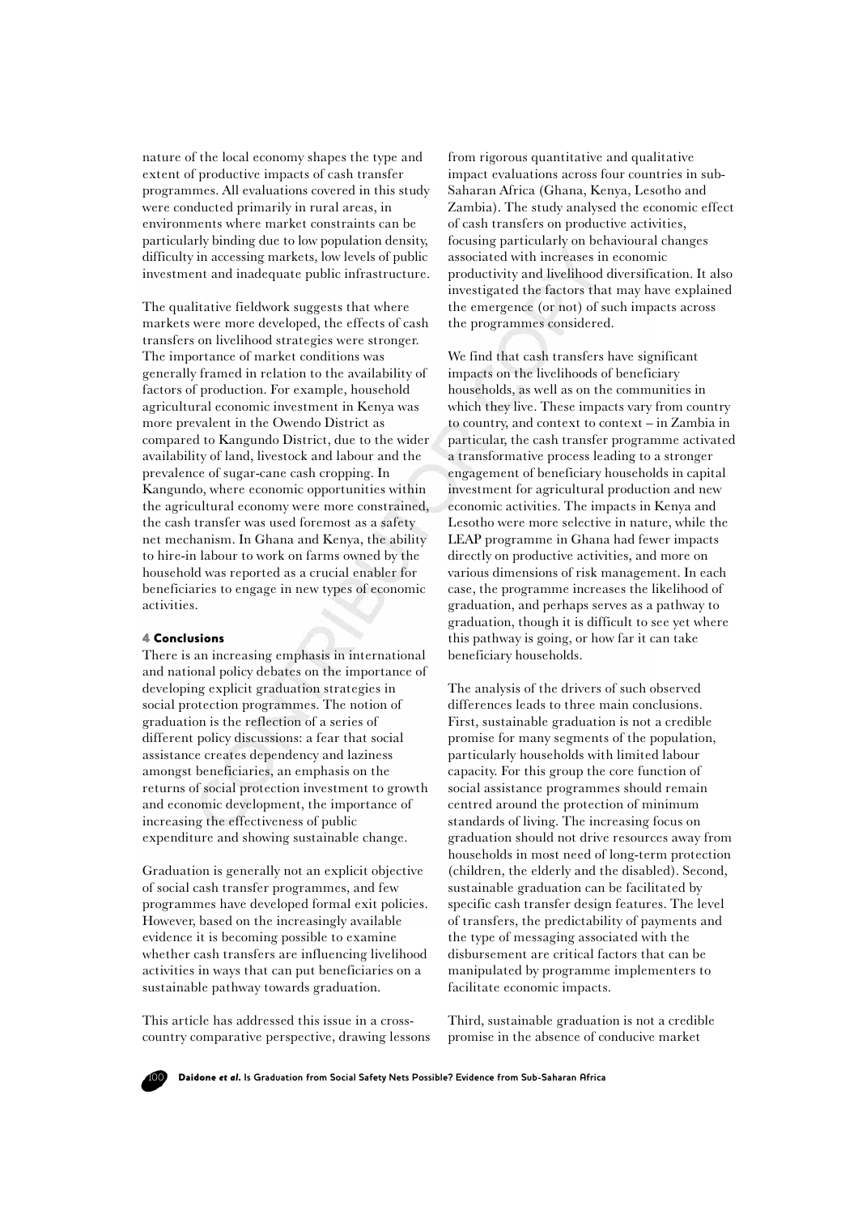nature of the local economy shapes the type and extent of productive impacts of cash transfer programmes. All evaluations covered in this study were conducted primarily in rural areas, in environments where market constraints can be particularly binding due to low population density, difficulty in accessing markets, low levels of public investment and inadequate public infrastructure.

The qualitative fieldwork suggests that where markets were more developed, the effects of cash transfers on livelihood strategies were stronger. The importance of market conditions was generally framed in relation to the availability of factors of production. For example, household agricultural economic investment in Kenya was more prevalent in the Owendo District as compared to Kangundo District, due to the wider availability of land, livestock and labour and the prevalence of sugar-cane cash cropping. In Kangundo, where economic opportunities within the agricultural economy were more constrained, the cash transfer was used foremost as a safety net mechanism. In Ghana and Kenya, the ability to hire-in labour to work on farms owned by the household was reported as a crucial enabler for beneficiaries to engage in new types of economic activities.

## 4 Conclusions

There is an increasing emphasis in international and national policy debates on the importance of developing explicit graduation strategies in social protection programmes. The notion of graduation is the reflection of a series of different policy discussions: a fear that social assistance creates dependency and laziness amongst beneficiaries, an emphasis on the returns of social protection investment to growth and economic development, the importance of increasing the effectiveness of public expenditure and showing sustainable change.

Graduation is generally not an explicit objective of social cash transfer programmes, and few programmes have developed formal exit policies. However, based on the increasingly available evidence it is becoming possible to examine whether cash transfers are influencing livelihood activities in ways that can put beneficiaries on a sustainable pathway towards graduation.

This article has addressed this issue in a cross-country comparative perspective, drawing lessons from rigorous quantitative and qualitative impact evaluations across four countries in sub-Saharan Africa (Ghana, Kenya, Lesotho and Zambia). The study analysed the economic effect of cash transfers on productive activities, focusing particularly on behavioural changes associated with increases in economic productivity and livelihood diversification. It also investigated the factors that may have explained the emergence (or not) of such impacts across the programmes considered.

We find that cash transfers have significant impacts on the livelihoods of beneficiary households, as well as on the communities in which they live. These impacts vary from country to country, and context to context – in Zambia in particular, the cash transfer programme activated a transformative process leading to a stronger engagement of beneficiary households in capital investment for agricultural production and new economic activities. The impacts in Kenya and Lesotho were more selective in nature, while the LEAP programme in Ghana had fewer impacts directly on productive activities, and more on various dimensions of risk management. In each case, the programme increases the likelihood of graduation, and perhaps serves as a pathway to graduation, though it is difficult to see yet where this pathway is going, or how far it can take beneficiary households.

The analysis of the drivers of such observed differences leads to three main conclusions. First, sustainable graduation is not a credible promise for many segments of the population, particularly households with limited labour capacity. For this group the core function of social assistance programmes should remain centred around the protection of minimum standards of living. The increasing focus on graduation should not drive resources away from households in most need of long-term protection (children, the elderly and the disabled). Second, sustainable graduation can be facilitated by specific cash transfer design features. The level of transfers, the predictability of payments and the type of messaging associated with the disbursement are critical factors that can be manipulated by programme implementers to facilitate economic impacts.

Third, sustainable graduation is not a credible promise in the absence of conducive market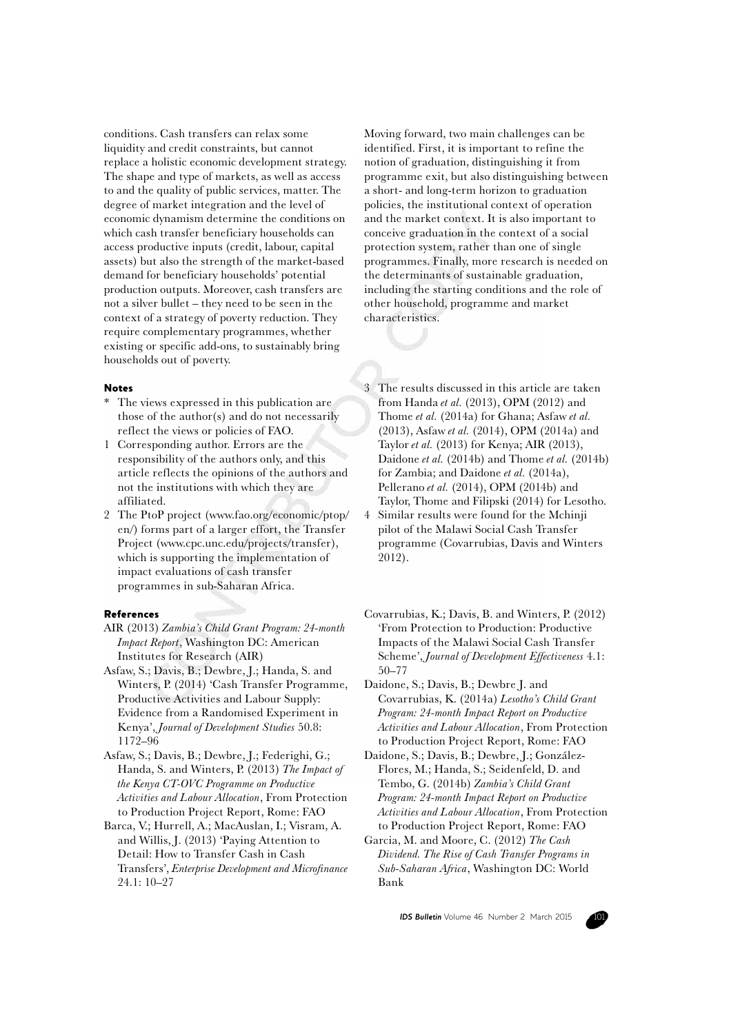conditions. Cash transfers can relax some liquidity and credit constraints, but cannot replace a holistic economic development strategy. The shape and type of markets, as well as access to and the quality of public services, matter. The degree of market integration and the level of economic dynamism determine the conditions on which cash transfer beneficiary households can access productive inputs (credit, labour, capital assets) but also the strength of the market-based demand for beneficiary households' potential production outputs. Moreover, cash transfers are not a silver bullet – they need to be seen in the context of a strategy of poverty reduction. They require complementary programmes, whether existing or specific add-ons, to sustainably bring households out of poverty.

Moving forward, two main challenges can be identified. First, it is important to refine the notion of graduation, distinguishing it from programme exit, but also distinguishing between a short- and long-term horizon to graduation policies, the institutional context of operation and the market context. It is also important to conceive graduation in the context of a social protection system, rather than one of single programmes. Finally, more research is needed on the determinants of sustainable graduation, including the starting conditions and the role of other household, programme and market characteristics.

## Notes

\* The views expressed in this publication are those of the author(s) and do not necessarily reflect the views or policies of FAO.

1 Corresponding author. Errors are the responsibility of the authors only, and this article reflects the opinions of the authors and not the institutions with which they are affiliated.

2 The PtoP project (www.fao.org/economic/ptop/en/) forms part of a larger effort, the Transfer Project (www.cpc.unc.edu/projects/transfer), which is supporting the implementation of impact evaluations of cash transfer programmes in sub-Saharan Africa.

3 The results discussed in this article are taken from Handa *et al.* (2013), OPM (2012) and Thome *et al.* (2014a) for Ghana; Asfaw *et al.* (2013), Asfaw *et al.* (2014), OPM (2014a) and Taylor *et al.* (2013) for Kenya; AIR (2013), Daidone *et al.* (2014b) and Thome *et al.* (2014b) for Zambia; and Daidone *et al.* (2014a), Pellerano *et al.* (2014), OPM (2014b) and Taylor, Thome and Filipski (2014) for Lesotho.

4 Similar results were found for the Mchinji pilot of the Malawi Social Cash Transfer programme (Covarrubias, Davis and Winters 2012).

## References

AIR (2013) *Zambia's Child Grant Program: 24-month Impact Report*, Washington DC: American Institutes for Research (AIR)

Asfaw, S.; Davis, B.; Dewbre, J.; Handa, S. and Winters, P. (2014) 'Cash Transfer Programme, Productive Activities and Labour Supply: Evidence from a Randomised Experiment in Kenya', *Journal of Development Studies* 50.8: 1172–96

Asfaw, S.; Davis, B.; Dewbre, J.; Federighi, G.; Handa, S. and Winters, P. (2013) *The Impact of the Kenya CT-OVC Programme on Productive Activities and Labour Allocation*, From Protection to Production Project Report, Rome: FAO

Barca, V.; Hurrell, A.; MacAuslan, I.; Visram, A. and Willis, J. (2013) 'Paying Attention to Detail: How to Transfer Cash in Cash Transfers', *Enterprise Development and Microfinance* 24.1: 10–27

Covarrubias, K.; Davis, B. and Winters, P. (2012) 'From Protection to Production: Productive Impacts of the Malawi Social Cash Transfer Scheme', *Journal of Development Effectiveness* 4.1: 50–77

Daidone, S.; Davis, B.; Dewbre J. and Covarrubias, K. (2014a) *Lesotho's Child Grant Program: 24-month Impact Report on Productive Activities and Labour Allocation*, From Protection to Production Project Report, Rome: FAO

Daidone, S.; Davis, B.; Dewbre, J.; González-Flores, M.; Handa, S.; Seidenfeld, D. and Tembo, G. (2014b) *Zambia's Child Grant Program: 24-month Impact Report on Productive Activities and Labour Allocation*, From Protection to Production Project Report, Rome: FAO

Garcia, M. and Moore, C. (2012) *The Cash Dividend. The Rise of Cash Transfer Programs in Sub-Saharan Africa*, Washington DC: World Bank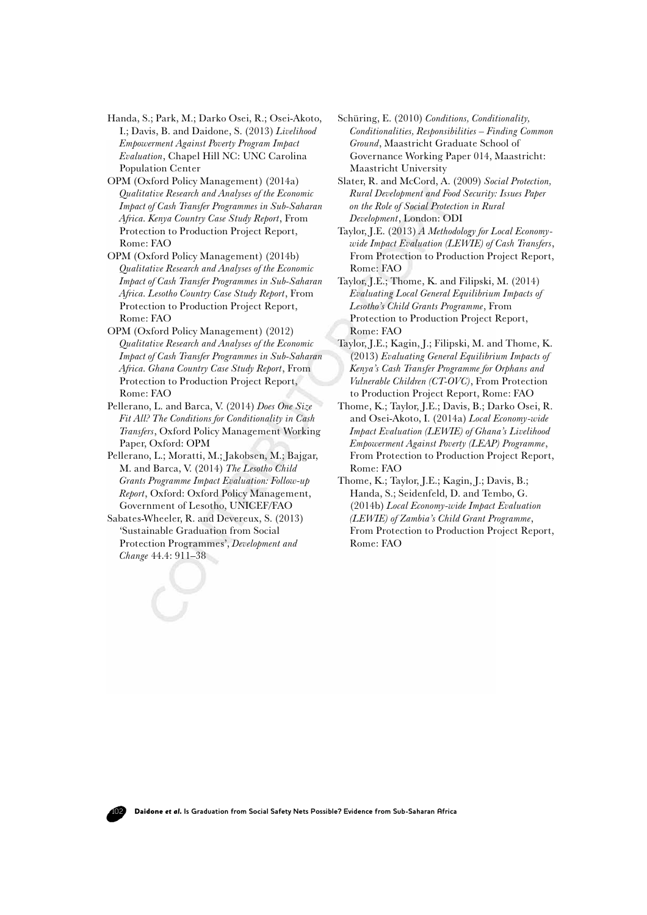Handa, S.; Park, M.; Darko Osei, R.; Osei-Akoto, I.; Davis, B. and Daidone, S. (2013) *Livelihood Empowerment Against Poverty Program Impact Evaluation*, Chapel Hill NC: UNC Carolina Population Center

OPM (Oxford Policy Management) (2014a) *Qualitative Research and Analyses of the Economic Impact of Cash Transfer Programmes in Sub-Saharan Africa. Kenya Country Case Study Report*, From Protection to Production Project Report, Rome: FAO

OPM (Oxford Policy Management) (2014b) *Qualitative Research and Analyses of the Economic Impact of Cash Transfer Programmes in Sub-Saharan Africa. Lesotho Country Case Study Report*, From Protection to Production Project Report, Rome: FAO

OPM (Oxford Policy Management) (2012) *Qualitative Research and Analyses of the Economic Impact of Cash Transfer Programmes in Sub-Saharan Africa. Ghana Country Case Study Report*, From Protection to Production Project Report, Rome: FAO

Pellerano, L. and Barca, V. (2014) *Does One Size Fit All? The Conditions for Conditionality in Cash Transfers*, Oxford Policy Management Working Paper, Oxford: OPM

Pellerano, L.; Moratti, M.; Jakobsen, M.; Bajgar, M. and Barca, V. (2014) *The Lesotho Child Grants Programme Impact Evaluation: Follow-up Report*, Oxford: Oxford Policy Management, Government of Lesotho, UNICEF/FAO

Sabates-Wheeler, R. and Devereux, S. (2013) 'Sustainable Graduation from Social Protection Programmes', *Development and Change* 44.4: 911–38

Schüring, E. (2010) *Conditions, Conditionality, Conditionalities, Responsibilities – Finding Common Ground*, Maastricht Graduate School of Governance Working Paper 014, Maastricht: Maastricht University

Slater, R. and McCord, A. (2009) *Social Protection, Rural Development and Food Security: Issues Paper on the Role of Social Protection in Rural Development*, London: ODI

Taylor, J.E. (2013) *A Methodology for Local Economy-wide Impact Evaluation (LEWIE) of Cash Transfers*, From Protection to Production Project Report, Rome: FAO

Taylor, J.E.; Thome, K. and Filipski, M. (2014) *Evaluating Local General Equilibrium Impacts of Lesotho's Child Grants Programme*, From Protection to Production Project Report, Rome: FAO

Taylor, J.E.; Kagin, J.; Filipski, M. and Thome, K. (2013) *Evaluating General Equilibrium Impacts of Kenya's Cash Transfer Programme for Orphans and Vulnerable Children (CT-OVC)*, From Protection to Production Project Report, Rome: FAO

Thome, K.; Taylor, J.E.; Davis, B.; Darko Osei, R. and Osei-Akoto, I. (2014a) *Local Economy-wide Impact Evaluation (LEWIE) of Ghana's Livelihood Empowerment Against Poverty (LEAP) Programme*, From Protection to Production Project Report, Rome: FAO

Thome, K.; Taylor, J.E.; Kagin, J.; Davis, B.; Handa, S.; Seidenfeld, D. and Tembo, G. (2014b) *Local Economy-wide Impact Evaluation (LEWIE) of Zambia's Child Grant Programme*, From Protection to Production Project Report, Rome: FAO